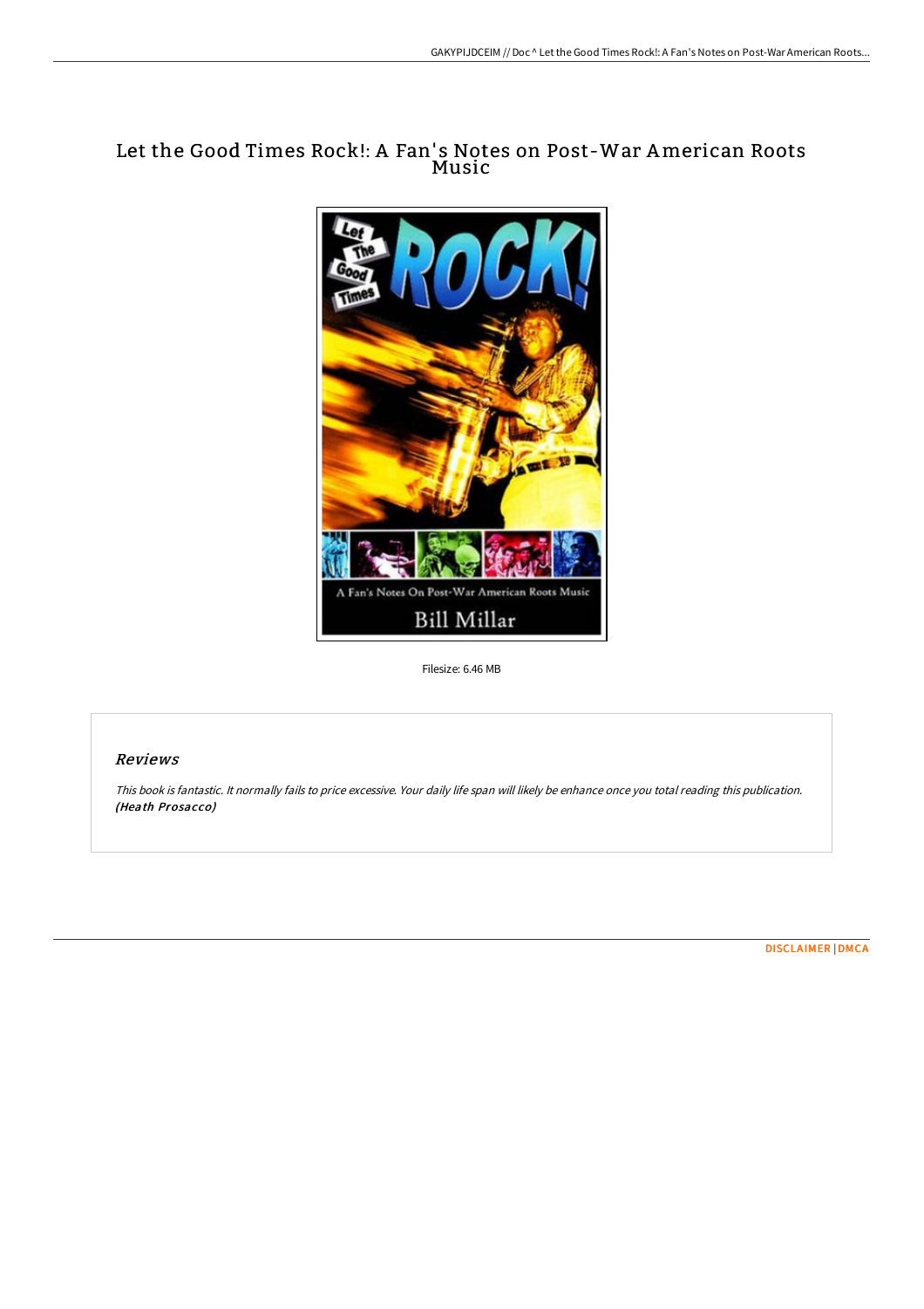# Let the Good Times Rock!: A Fan's Notes on Post-War American Roots Music

Filesize: 6.46 MB

## Reviews

*This book is fantastic. It normally fails to price excessive. Your daily life span will likely be enhance once you total reading this publication.* ***(Heath Prosacco)***

DISCLAIMER | DMCA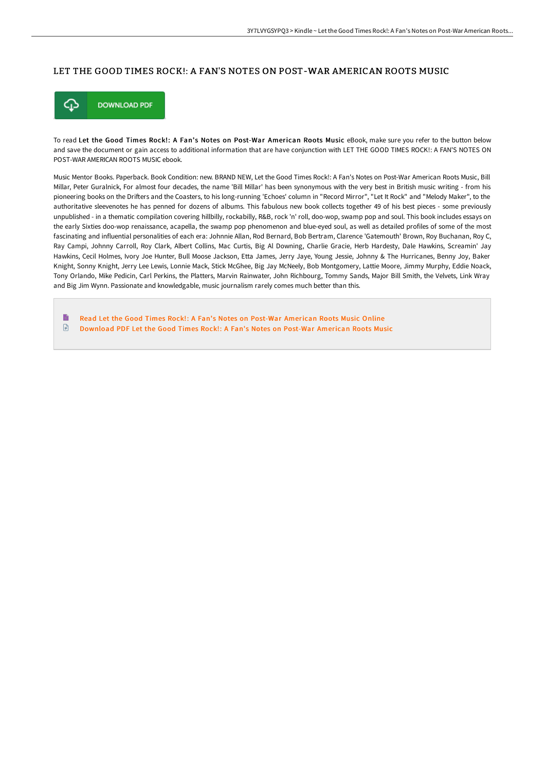# LET THE GOOD TIMES ROCK!: A FAN'S NOTES ON POST-WAR AMERICAN ROOTS MUSIC

DOWNLOAD PDF

To read **Let the Good Times Rock!: A Fan's Notes on Post-War American Roots Music** eBook, make sure you refer to the button below and save the document or gain access to additional information that are have conjunction with LET THE GOOD TIMES ROCK!: A FAN'S NOTES ON POST-WAR AMERICAN ROOTS MUSIC ebook.

Music Mentor Books. Paperback. Book Condition: new. BRAND NEW, Let the Good Times Rock!: A Fan's Notes on Post-War American Roots Music, Bill Millar, Peter Guralnick, For almost four decades, the name 'Bill Millar' has been synonymous with the very best in British music writing - from his pioneering books on the Drifters and the Coasters, to his long-running 'Echoes' column in "Record Mirror", "Let It Rock" and "Melody Maker", to the authoritative sleevenotes he has penned for dozens of albums. This fabulous new book collects together 49 of his best pieces - some previously unpublished - in a thematic compilation covering hillbilly, rockabilly, R&B, rock 'n' roll, doo-wop, swamp pop and soul. This book includes essays on the early Sixties doo-wop renaissance, acapella, the swamp pop phenomenon and blue-eyed soul, as well as detailed profiles of some of the most fascinating and influential personalities of each era: Johnnie Allan, Rod Bernard, Bob Bertram, Clarence 'Gatemouth' Brown, Roy Buchanan, Roy C, Ray Campi, Johnny Carroll, Roy Clark, Albert Collins, Mac Curtis, Big Al Downing, Charlie Gracie, Herb Hardesty, Dale Hawkins, Screamin' Jay Hawkins, Cecil Holmes, Ivory Joe Hunter, Bull Moose Jackson, Etta James, Jerry Jaye, Young Jessie, Johnny & The Hurricanes, Benny Joy, Baker Knight, Sonny Knight, Jerry Lee Lewis, Lonnie Mack, Stick McGhee, Big Jay McNeely, Bob Montgomery, Lattie Moore, Jimmy Murphy, Eddie Noack, Tony Orlando, Mike Pedicin, Carl Perkins, the Platters, Marvin Rainwater, John Richbourg, Tommy Sands, Major Bill Smith, the Velvets, Link Wray and Big Jim Wynn. Passionate and knowledgable, music journalism rarely comes much better than this.

- Read Let the Good Times Rock!: A Fan's Notes on Post-War American Roots Music Online
- Download PDF Let the Good Times Rock!: A Fan's Notes on Post-War American Roots Music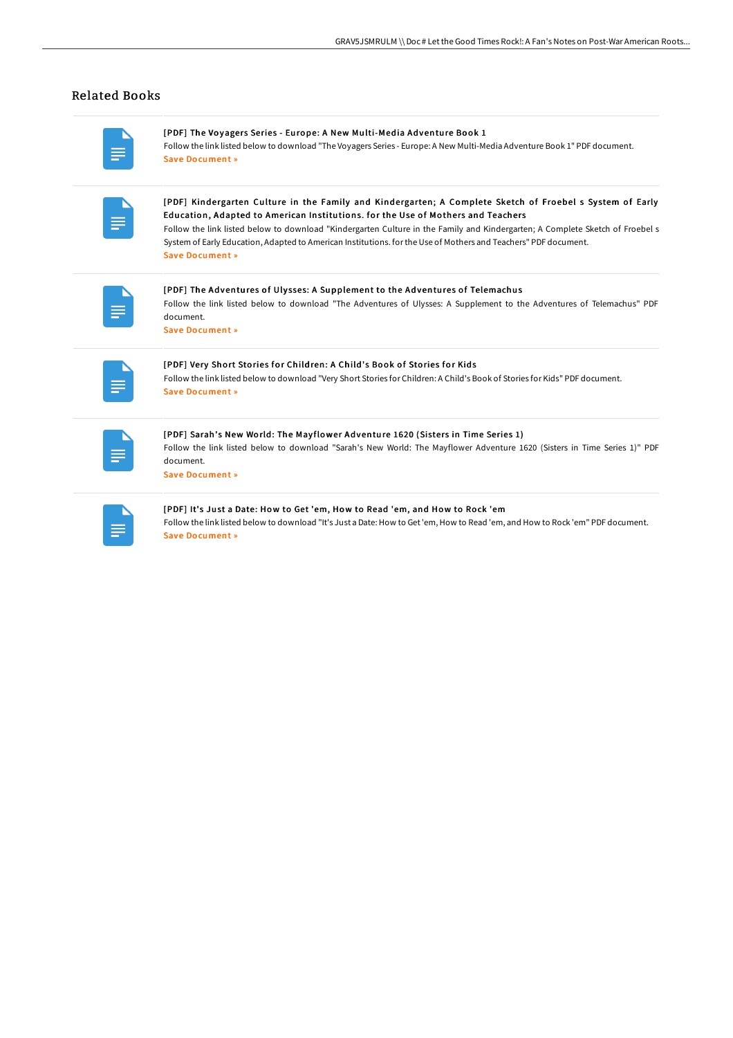## Related Books

[PDF] The Voyagers Series - Europe: A New Multi-Media Adventure Book 1
Follow the link listed below to download "The Voyagers Series - Europe: A New Multi-Media Adventure Book 1" PDF document.
Save Document »

[PDF] Kindergarten Culture in the Family and Kindergarten; A Complete Sketch of Froebel s System of Early Education, Adapted to American Institutions. for the Use of Mothers and Teachers
Follow the link listed below to download "Kindergarten Culture in the Family and Kindergarten; A Complete Sketch of Froebel s System of Early Education, Adapted to American Institutions. for the Use of Mothers and Teachers" PDF document.
Save Document »

[PDF] The Adventures of Ulysses: A Supplement to the Adventures of Telemachus
Follow the link listed below to download "The Adventures of Ulysses: A Supplement to the Adventures of Telemachus" PDF document.
Save Document »

[PDF] Very Short Stories for Children: A Child's Book of Stories for Kids
Follow the link listed below to download "Very Short Stories for Children: A Child's Book of Stories for Kids" PDF document.
Save Document »

[PDF] Sarah's New World: The Mayflower Adventure 1620 (Sisters in Time Series 1)
Follow the link listed below to download "Sarah's New World: The Mayflower Adventure 1620 (Sisters in Time Series 1)" PDF document.
Save Document »

[PDF] It's Just a Date: How to Get 'em, How to Read 'em, and How to Rock 'em
Follow the link listed below to download "It's Just a Date: How to Get 'em, How to Read 'em, and How to Rock 'em" PDF document.
Save Document »